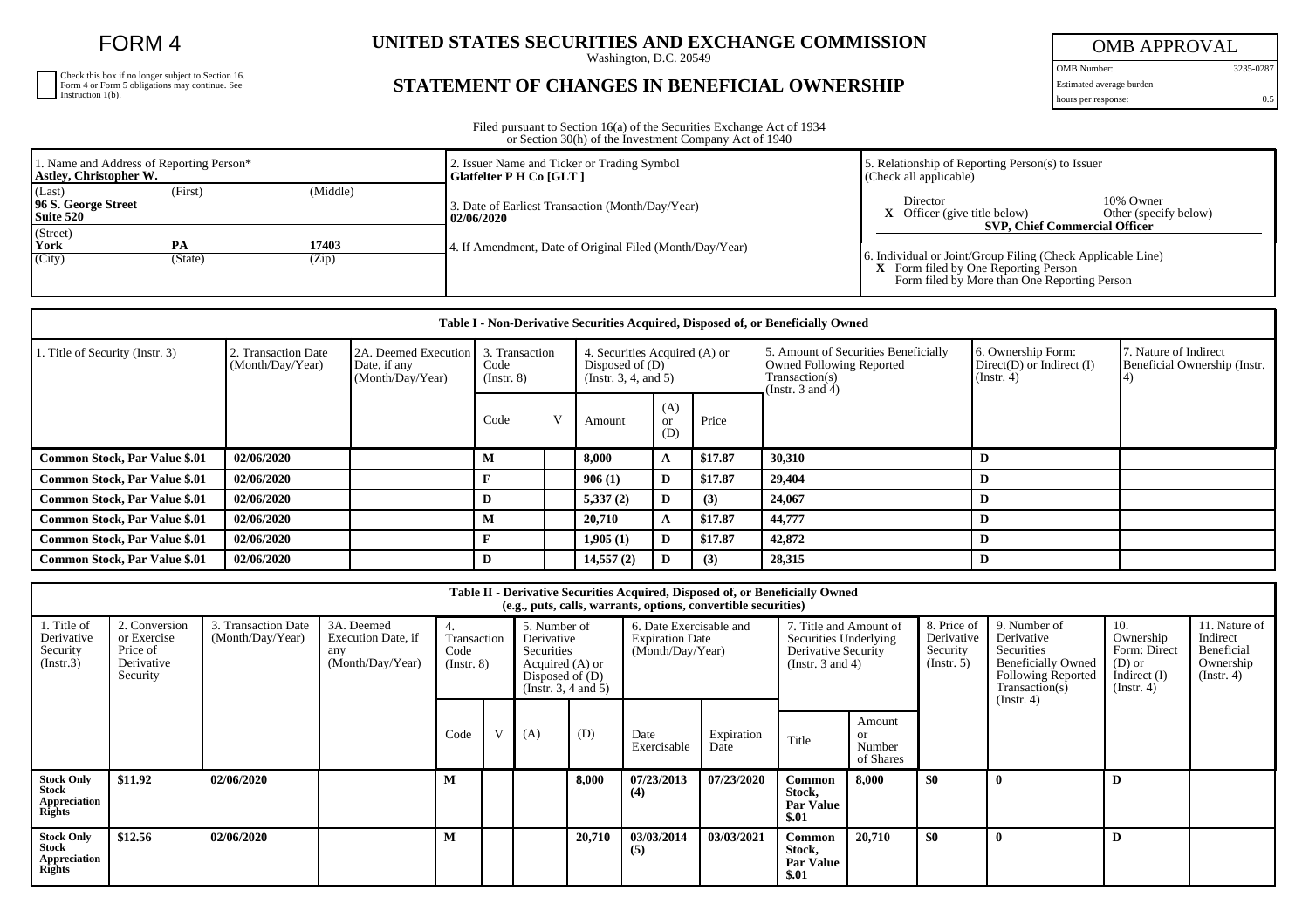# FORM 4

Check this box if no longer subject to Section 16. Form 4 or Form 5 obligations may continue. See Instruction 1(b).

## UNITED STATES SECURITIES AND EXCHANGE COMMISSION

Washington, D.C. 20549

## STATEMENT OF CHANGES IN BENEFICIAL OWNERSHIP

| OMB APPROVAL | |
|---|---|
| OMB Number: | 3235-0287 |
| Estimated average burden | |
| hours per response: | 0.5 |

Filed pursuant to Section 16(a) of the Securities Exchange Act of 1934 or Section 30(h) of the Investment Company Act of 1940

| 1. Name and Address of Reporting Person* | 2. Issuer Name and Ticker or Trading Symbol | 5. Relationship of Reporting Person(s) to Issuer (Check all applicable) |
|---|---|---|
| **Astley, Christopher W.** | **Glatfelter P H Co [GLT ]** | Director / 10% Owner |
| (Last) (First) (Middle) | 3. Date of Earliest Transaction (Month/Day/Year) **02/06/2020** | **X** Officer (give title below) / Other (specify below) |
| **96 S. George Street Suite 520** | | **SVP, Chief Commercial Officer** |
| (Street) | 4. If Amendment, Date of Original Filed (Month/Day/Year) | 6. Individual or Joint/Group Filing (Check Applicable Line) |
| **York** **PA** **17403** | | **X** Form filed by One Reporting Person |
| (City) (State) (Zip) | | Form filed by More than One Reporting Person |

**Table I - Non-Derivative Securities Acquired, Disposed of, or Beneficially Owned**

| 1. Title of Security (Instr. 3) | 2. Transaction Date (Month/Day/Year) | 2A. Deemed Execution Date, if any (Month/Day/Year) | 3. Transaction Code (Instr. 8) | | 4. Securities Acquired (A) or Disposed of (D) (Instr. 3, 4, and 5) | | | 5. Amount of Securities Beneficially Owned Following Reported Transaction(s) (Instr. 3 and 4) | 6. Ownership Form: Direct(D) or Indirect (I) (Instr. 4) | 7. Nature of Indirect Beneficial Ownership (Instr. 4) |
|---|---|---|---|---|---|---|---|---|---|---|
| | | | Code | V | Amount | (A) or (D) | Price | | | |
| **Common Stock, Par Value $.01** | **02/06/2020** | | **M** | | **8,000** | **A** | **$17.87** | **30,310** | **D** | |
| **Common Stock, Par Value $.01** | **02/06/2020** | | **F** | | **906 (1)** | **D** | **$17.87** | **29,404** | **D** | |
| **Common Stock, Par Value $.01** | **02/06/2020** | | **D** | | **5,337 (2)** | **D** | **(3)** | **24,067** | **D** | |
| **Common Stock, Par Value $.01** | **02/06/2020** | | **M** | | **20,710** | **A** | **$17.87** | **44,777** | **D** | |
| **Common Stock, Par Value $.01** | **02/06/2020** | | **F** | | **1,905 (1)** | **D** | **$17.87** | **42,872** | **D** | |
| **Common Stock, Par Value $.01** | **02/06/2020** | | **D** | | **14,557 (2)** | **D** | **(3)** | **28,315** | **D** | |

**Table II - Derivative Securities Acquired, Disposed of, or Beneficially Owned (e.g., puts, calls, warrants, options, convertible securities)**

| 1. Title of Derivative Security (Instr.3) | 2. Conversion or Exercise Price of Derivative Security | 3. Transaction Date (Month/Day/Year) | 3A. Deemed Execution Date, if any (Month/Day/Year) | 4. Transaction Code (Instr. 8) | | 5. Number of Derivative Securities Acquired (A) or Disposed of (D) (Instr. 3, 4 and 5) | | 6. Date Exercisable and Expiration Date (Month/Day/Year) | | 7. Title and Amount of Securities Underlying Derivative Security (Instr. 3 and 4) | | 8. Price of Derivative Security (Instr. 5) | 9. Number of Derivative Securities Beneficially Owned Following Reported Transaction(s) (Instr. 4) | 10. Ownership Form: Direct (D) or Indirect (I) (Instr. 4) | 11. Nature of Indirect Beneficial Ownership (Instr. 4) |
|---|---|---|---|---|---|---|---|---|---|---|---|---|---|---|---|
| | | | | Code | V | (A) | (D) | Date Exercisable | Expiration Date | Title | Amount or Number of Shares | | | | |
| **Stock Only Stock Appreciation Rights** | **$11.92** | **02/06/2020** | | **M** | | | **8,000** | **07/23/2013 (4)** | **07/23/2020** | **Common Stock, Par Value $.01** | **8,000** | **$0** | **0** | **D** | |
| **Stock Only Stock Appreciation Rights** | **$12.56** | **02/06/2020** | | **M** | | | **20,710** | **03/03/2014 (5)** | **03/03/2021** | **Common Stock, Par Value $.01** | **20,710** | **$0** | **0** | **D** | |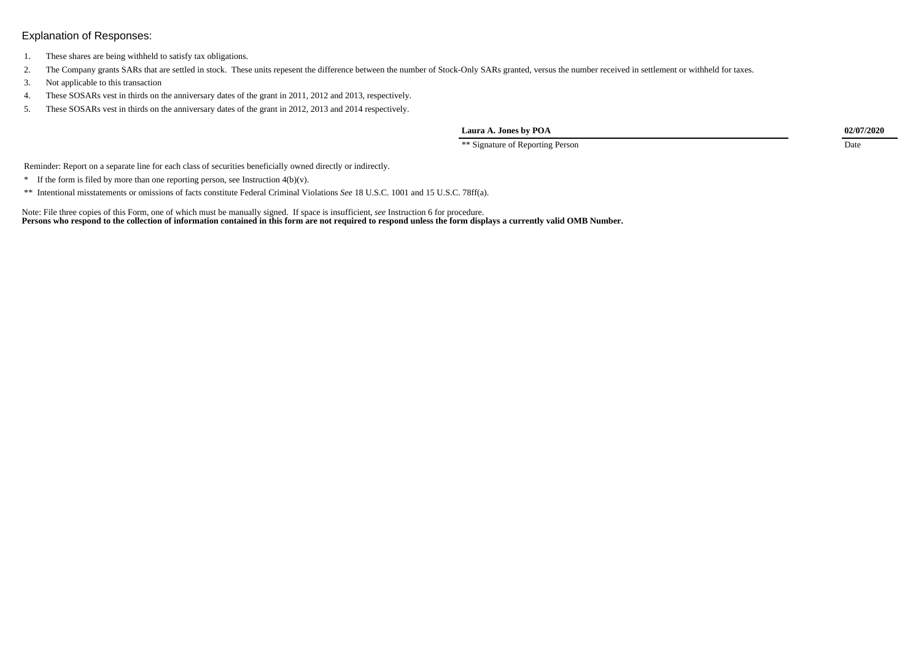## Explanation of Responses:

1. These shares are being withheld to satisfy tax obligations.
2. The Company grants SARs that are settled in stock. These units repesent the difference between the number of Stock-Only SARs granted, versus the number received in settlement or withheld for taxes.
3. Not applicable to this transaction
4. These SOSARs vest in thirds on the anniversary dates of the grant in 2011, 2012 and 2013, respectively.
5. These SOSARs vest in thirds on the anniversary dates of the grant in 2012, 2013 and 2014 respectively.

| | |
|---|---|
| **Laura A. Jones by POA** | **02/07/2020** |
| ** Signature of Reporting Person | Date |

Reminder: Report on a separate line for each class of securities beneficially owned directly or indirectly.

\* If the form is filed by more than one reporting person, see Instruction 4(b)(v).

** Intentional misstatements or omissions of facts constitute Federal Criminal Violations *See* 18 U.S.C. 1001 and 15 U.S.C. 78ff(a).

Note: File three copies of this Form, one of which must be manually signed. If space is insufficient, *see* Instruction 6 for procedure.
**Persons who respond to the collection of information contained in this form are not required to respond unless the form displays a currently valid OMB Number.**